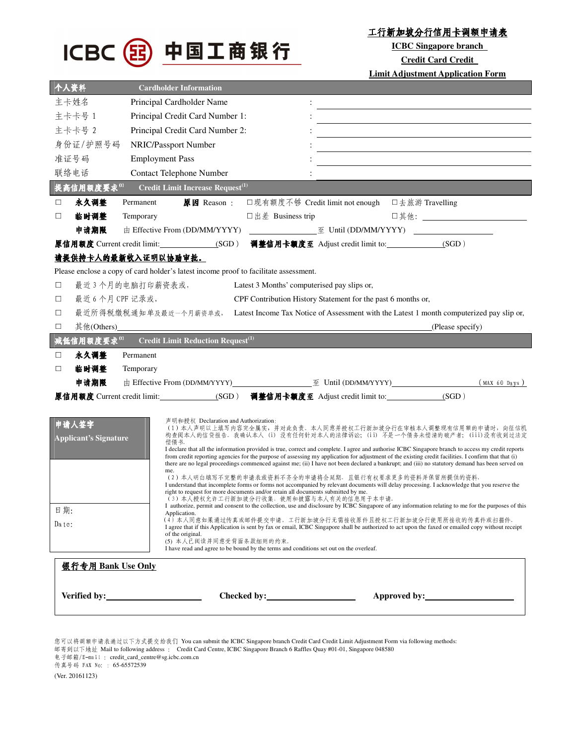ICBC 中国工商银行

# 工行新加坡分行信用卡调额申请表

**ICBC Singapore branch Credit Card Credit Limit Adjustment Application Form**

## 个人资料 Cardholder Information

| | | |
|---|---|---|
| 主卡姓名 | Principal Cardholder Name | : |
| 主卡卡号 1 | Principal Credit Card Number 1: | : |
| 主卡卡号 2 | Principal Credit Card Number 2: | : |
| 身份证/护照号码 | NRIC/Passport Number | : |
| 准证号码 | Employment Pass | : |
| 联络电话 | Contact Telephone Number | : |

## 提高信用额度要求[(1)] Credit Limit Increase Request[(1)]

☐ **永久调整** Permanent **原因** Reason： ☐现有额度不够 Credit limit not enough ☐去旅游 Travelling

☐ **临时调整** Temporary ☐出差 Business trip ☐其他: ____________

**申请期限** 由 Effective From (DD/MM/YYYY) ____________ 至 Until (DD/MM/YYYY) ____________

**原信用额度** Current credit limit: ____________(SGD） **调整信用卡额度至** Adjust credit limit to: ____________(SGD）

**请提供持卡人的最新收入证明以协助审批。**

Please enclose a copy of card holder's latest income proof to facilitate assessment.

☐ 最近 3 个月的电脑打印薪资表或， Latest 3 Months' computerised pay slips or,

☐ 最近 6 个月 CPF 记录或， CPF Contribution History Statement for the past 6 months or,

☐ 最近所得税缴税通知单及最近一个月薪资单或， Latest Income Tax Notice of Assessment with the Latest 1 month computerized pay slip or,

☐ 其他(Others)____________________________(Please specify)

## 减低信用额度要求[(1)] Credit Limit Reduction Request[(1)]

☐ **永久调整** Permanent

☐ **临时调整** Temporary

**申请期限** 由 Effective From (DD/MM/YYYY) ____________ 至 Until (DD/MM/YYYY) ____________ （MAX 60 Days）

**原信用额度** Current credit limit: ____________(SGD） **调整信用卡额度至** Adjust credit limit to: ____________(SGD）

**申请人签字 Applicant's Signature**

日期:

Date:

声明和授权 Declaration and Authorization:

（1）本人声明以上填写内容完全属实，并对此负责。本人同意并授权工行新加坡分行在审核本人调整现有信用额的申请时，向征信机构查阅本人的信贷报告。我确认本人（i）没有任何针对本人的法律诉讼；（ii）不是一个债务未偿清的破产者；（iii)没有收到过法定偿债书。

I declare that all the information provided is true, correct and complete. I agree and authorise ICBC Singapore branch to access my credit reports from credit reporting agencies for the purpose of assessing my application for adjustment of the existing credit facilities. I confirm that that (i) there are no legal proceedings commenced against me; (ii) I have not been declared a bankrupt; and (iii) no statutory demand has been served on me.

（2）本人明白填写不完整的申请表或资料不齐全的申请将会延期。且银行有权要求更多的资料并保留所提供的资料。

I understand that incomplete forms or forms not accompanied by relevant documents will delay processing. I acknowledge that you reserve the right to request for more documents and/or retain all documents submitted by me.

（3）本人授权允许工行新加坡分行收集，使用和披露与本人有关的信息用于本申请。

I authorize, permit and consent to the collection, use and disclosure by ICBC Singapore of any information relating to me for the purposes of this Application.

（4）本人同意如果通过传真或邮件提交申请，工行新加坡分行无需接收原件且授权工行新加坡分行使用所接收的传真件或扫描件。

I agree that if this Application is sent by fax or email, ICBC Singapore shall be authorized to act upon the faxed or emailed copy without receipt of the original.

(5) 本人已阅读并同意受背面条款细则的约束。

I have read and agree to be bound by the terms and conditions set out on the overleaf.

**银行专用 Bank Use Only**

**Verified by:** ____________ **Checked by:** ____________ **Approved by:** ____________

您可以将调额申请表通过以下方式提交给我们 You can submit the ICBC Singapore branch Credit Card Credit Limit Adjustment Form via following methods:

邮寄到以下地址 Mail to following address： Credit Card Centre, ICBC Singapore Branch 6 Raffles Quay #01-01, Singapore 048580

电子邮箱/E-mail： credit_card_centre@sg.icbc.com.cn

传真号码 FAX No:： 65-65572539

(Ver. 20161123)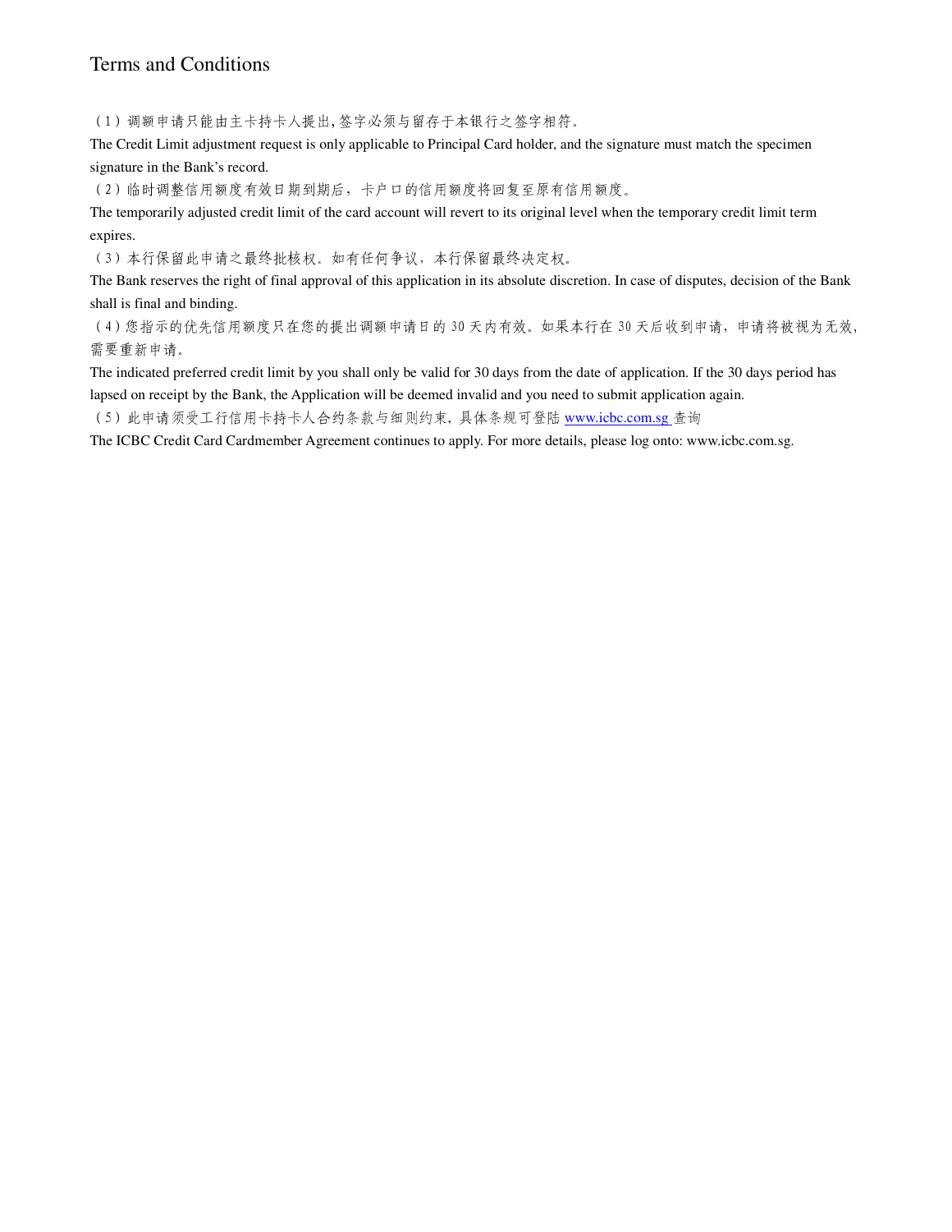# Terms and Conditions

（1）调额申请只能由主卡持卡人提出,签字必须与留存于本银行之签字相符。

The Credit Limit adjustment request is only applicable to Principal Card holder, and the signature must match the specimen signature in the Bank’s record.

（2）临时调整信用额度有效日期到期后，卡户口的信用额度将回复至原有信用额度。

The temporarily adjusted credit limit of the card account will revert to its original level when the temporary credit limit term expires.

（3）本行保留此申请之最终批核权。如有任何争议，本行保留最终决定权。

The Bank reserves the right of final approval of this application in its absolute discretion. In case of disputes, decision of the Bank shall be final and binding.

（4）您指示的优先信用额度只在您的提出调额申请日的 30 天内有效。如果本行在 30 天后收到申请，申请将被视为无效，需要重新申请。

The indicated preferred credit limit by you shall only be valid for 30 days from the date of application. If the 30 days period has lapsed on receipt by the Bank, the Application will be deemed invalid and you need to submit application again.

（5）此申请须受工行信用卡持卡人合约条款与细则约束，具体条规可登陆 www.icbc.com.sg 查询

The ICBC Credit Card Cardmember Agreement continues to apply. For more details, please log onto: www.icbc.com.sg.